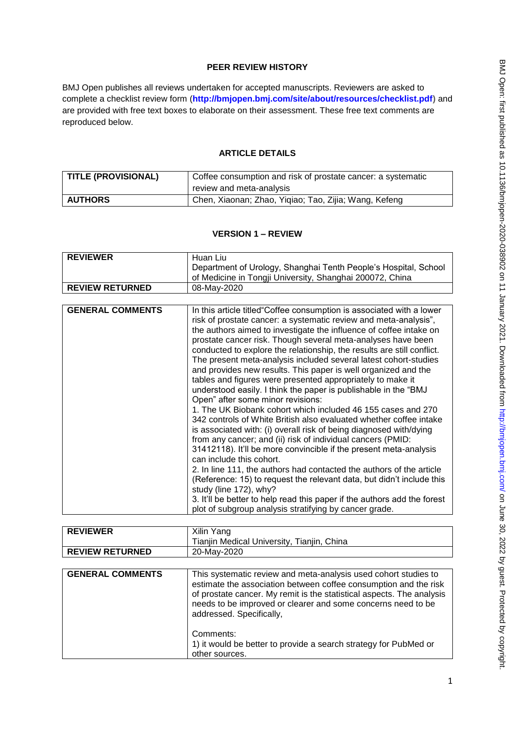## PEER REVIEW HISTORY

BMJ Open publishes all reviews undertaken for accepted manuscripts. Reviewers are asked to complete a checklist review form (**http://bmjopen.bmj.com/site/about/resources/checklist.pdf**) and are provided with free text boxes to elaborate on their assessment. These free text comments are reproduced below.

## ARTICLE DETAILS

| | |
|---|---|
| **TITLE (PROVISIONAL)** | Coffee consumption and risk of prostate cancer: a systematic review and meta-analysis |
| **AUTHORS** | Chen, Xiaonan; Zhao, Yiqiao; Tao, Zijia; Wang, Kefeng |

## VERSION 1 – REVIEW

| | |
|---|---|
| **REVIEWER** | Huan Liu<br>Department of Urology, Shanghai Tenth People's Hospital, School of Medicine in Tongji University, Shanghai 200072, China |
| **REVIEW RETURNED** | 08-May-2020 |

| | |
|---|---|
| **GENERAL COMMENTS** | In this article titled"Coffee consumption is associated with a lower risk of prostate cancer: a systematic review and meta-analysis", the authors aimed to investigate the influence of coffee intake on prostate cancer risk. Though several meta-analyses have been conducted to explore the relationship, the results are still conflict. The present meta-analysis included several latest cohort-studies and provides new results. This paper is well organized and the tables and figures were presented appropriately to make it understood easily. I think the paper is publishable in the "BMJ Open" after some minor revisions:<br>1. The UK Biobank cohort which included 46 155 cases and 270 342 controls of White British also evaluated whether coffee intake is associated with: (i) overall risk of being diagnosed with/dying from any cancer; and (ii) risk of individual cancers (PMID: 31412118). It'll be more convincible if the present meta-analysis can include this cohort.<br>2. In line 111, the authors had contacted the authors of the article (Reference: 15) to request the relevant data, but didn't include this study (line 172), why?<br>3. It'll be better to help read this paper if the authors add the forest plot of subgroup analysis stratifying by cancer grade. |

| | |
|---|---|
| **REVIEWER** | Xilin Yang<br>Tianjin Medical University, Tianjin, China |
| **REVIEW RETURNED** | 20-May-2020 |

| | |
|---|---|
| **GENERAL COMMENTS** | This systematic review and meta-analysis used cohort studies to estimate the association between coffee consumption and the risk of prostate cancer. My remit is the statistical aspects. The analysis needs to be improved or clearer and some concerns need to be addressed. Specifically,<br><br>Comments:<br>1) it would be better to provide a search strategy for PubMed or other sources. |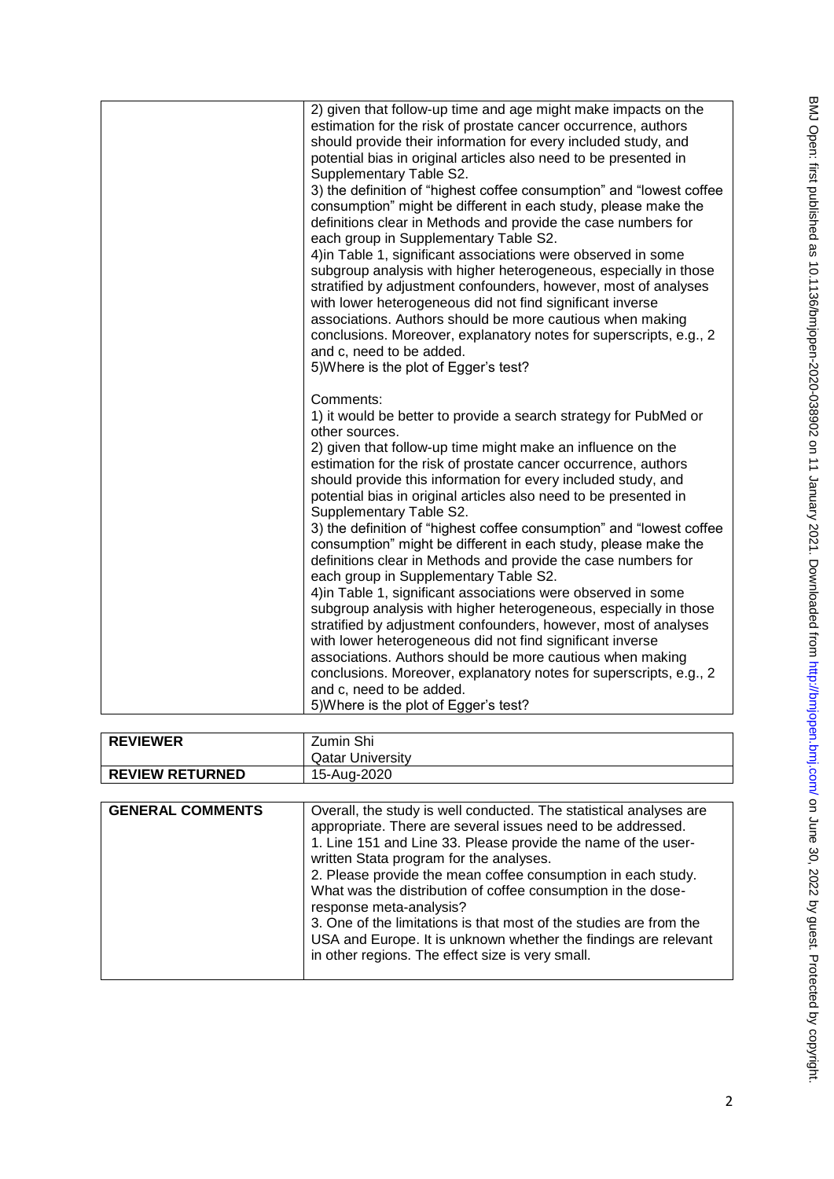| | 2) given that follow-up time and age might make impacts on the estimation for the risk of prostate cancer occurrence, authors should provide their information for every included study, and potential bias in original articles also need to be presented in Supplementary Table S2.<br>3) the definition of "highest coffee consumption" and "lowest coffee consumption" might be different in each study, please make the definitions clear in Methods and provide the case numbers for each group in Supplementary Table S2.<br>4)in Table 1, significant associations were observed in some subgroup analysis with higher heterogeneous, especially in those stratified by adjustment confounders, however, most of analyses with lower heterogeneous did not find significant inverse associations. Authors should be more cautious when making conclusions. Moreover, explanatory notes for superscripts, e.g., 2 and c, need to be added.<br>5)Where is the plot of Egger's test?<br><br>Comments:<br>1) it would be better to provide a search strategy for PubMed or other sources.<br>2) given that follow-up time might make an influence on the estimation for the risk of prostate cancer occurrence, authors should provide this information for every included study, and potential bias in original articles also need to be presented in Supplementary Table S2.<br>3) the definition of "highest coffee consumption" and "lowest coffee consumption" might be different in each study, please make the definitions clear in Methods and provide the case numbers for each group in Supplementary Table S2.<br>4)in Table 1, significant associations were observed in some subgroup analysis with higher heterogeneous, especially in those stratified by adjustment confounders, however, most of analyses with lower heterogeneous did not find significant inverse associations. Authors should be more cautious when making conclusions. Moreover, explanatory notes for superscripts, e.g., 2 and c, need to be added.<br>5)Where is the plot of Egger's test? |
|---|---|

| **REVIEWER** | Zumin Shi<br>Qatar University |
|---|---|
| **REVIEW RETURNED** | 15-Aug-2020 |

| **GENERAL COMMENTS** | Overall, the study is well conducted. The statistical analyses are appropriate. There are several issues need to be addressed.<br>1. Line 151 and Line 33. Please provide the name of the user-written Stata program for the analyses.<br>2. Please provide the mean coffee consumption in each study. What was the distribution of coffee consumption in the dose-response meta-analysis?<br>3. One of the limitations is that most of the studies are from the USA and Europe. It is unknown whether the findings are relevant in other regions. The effect size is very small. |
|---|---|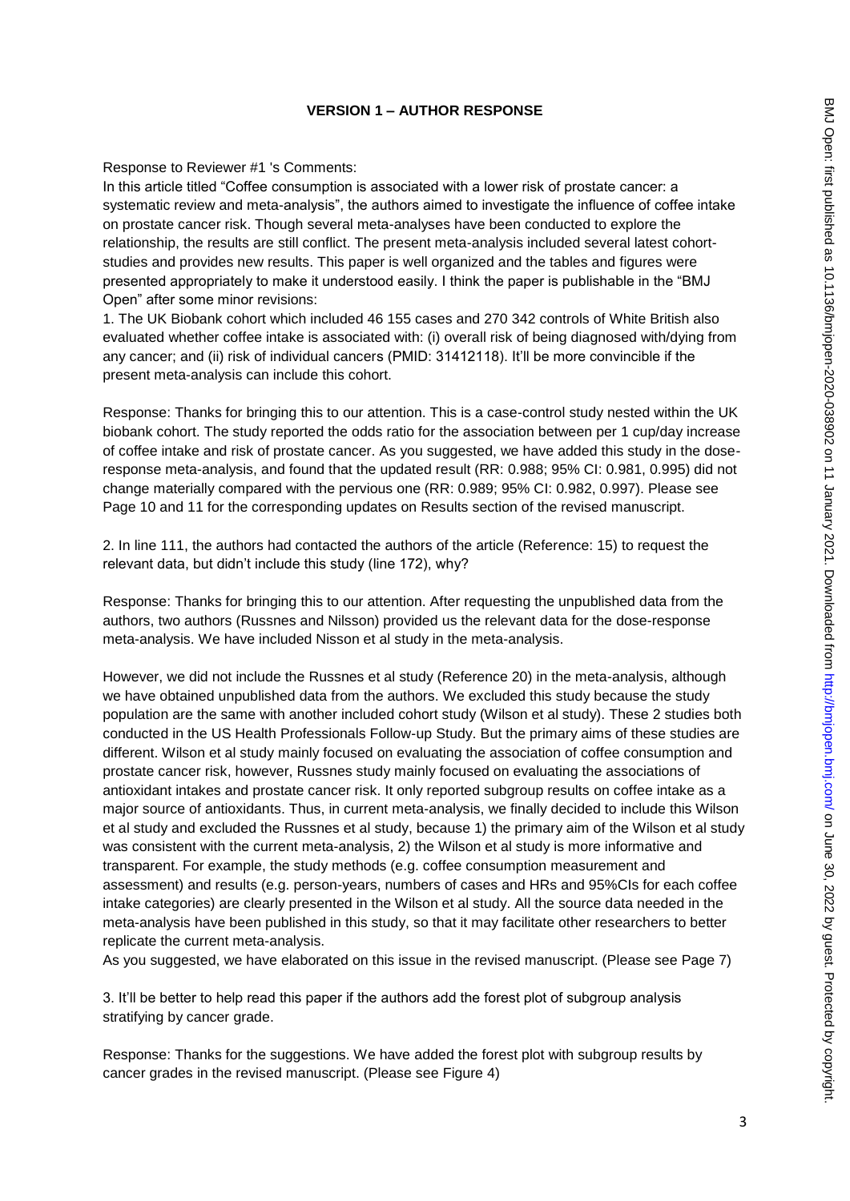**VERSION 1 – AUTHOR RESPONSE**

Response to Reviewer #1 's Comments:

In this article titled "Coffee consumption is associated with a lower risk of prostate cancer: a systematic review and meta-analysis", the authors aimed to investigate the influence of coffee intake on prostate cancer risk. Though several meta-analyses have been conducted to explore the relationship, the results are still conflict. The present meta-analysis included several latest cohort-studies and provides new results. This paper is well organized and the tables and figures were presented appropriately to make it understood easily. I think the paper is publishable in the "BMJ Open" after some minor revisions:

1. The UK Biobank cohort which included 46 155 cases and 270 342 controls of White British also evaluated whether coffee intake is associated with: (i) overall risk of being diagnosed with/dying from any cancer; and (ii) risk of individual cancers (PMID: 31412118). It'll be more convincible if the present meta-analysis can include this cohort.

Response: Thanks for bringing this to our attention. This is a case-control study nested within the UK biobank cohort. The study reported the odds ratio for the association between per 1 cup/day increase of coffee intake and risk of prostate cancer. As you suggested, we have added this study in the dose-response meta-analysis, and found that the updated result (RR: 0.988; 95% CI: 0.981, 0.995) did not change materially compared with the pervious one (RR: 0.989; 95% CI: 0.982, 0.997). Please see Page 10 and 11 for the corresponding updates on Results section of the revised manuscript.

2. In line 111, the authors had contacted the authors of the article (Reference: 15) to request the relevant data, but didn't include this study (line 172), why?

Response: Thanks for bringing this to our attention. After requesting the unpublished data from the authors, two authors (Russnes and Nilsson) provided us the relevant data for the dose-response meta-analysis. We have included Nisson et al study in the meta-analysis.

However, we did not include the Russnes et al study (Reference 20) in the meta-analysis, although we have obtained unpublished data from the authors. We excluded this study because the study population are the same with another included cohort study (Wilson et al study). These 2 studies both conducted in the US Health Professionals Follow-up Study. But the primary aims of these studies are different. Wilson et al study mainly focused on evaluating the association of coffee consumption and prostate cancer risk, however, Russnes study mainly focused on evaluating the associations of antioxidant intakes and prostate cancer risk. It only reported subgroup results on coffee intake as a major source of antioxidants. Thus, in current meta-analysis, we finally decided to include this Wilson et al study and excluded the Russnes et al study, because 1) the primary aim of the Wilson et al study was consistent with the current meta-analysis, 2) the Wilson et al study is more informative and transparent. For example, the study methods (e.g. coffee consumption measurement and assessment) and results (e.g. person-years, numbers of cases and HRs and 95%CIs for each coffee intake categories) are clearly presented in the Wilson et al study. All the source data needed in the meta-analysis have been published in this study, so that it may facilitate other researchers to better replicate the current meta-analysis.

As you suggested, we have elaborated on this issue in the revised manuscript. (Please see Page 7)

3. It'll be better to help read this paper if the authors add the forest plot of subgroup analysis stratifying by cancer grade.

Response: Thanks for the suggestions. We have added the forest plot with subgroup results by cancer grades in the revised manuscript. (Please see Figure 4)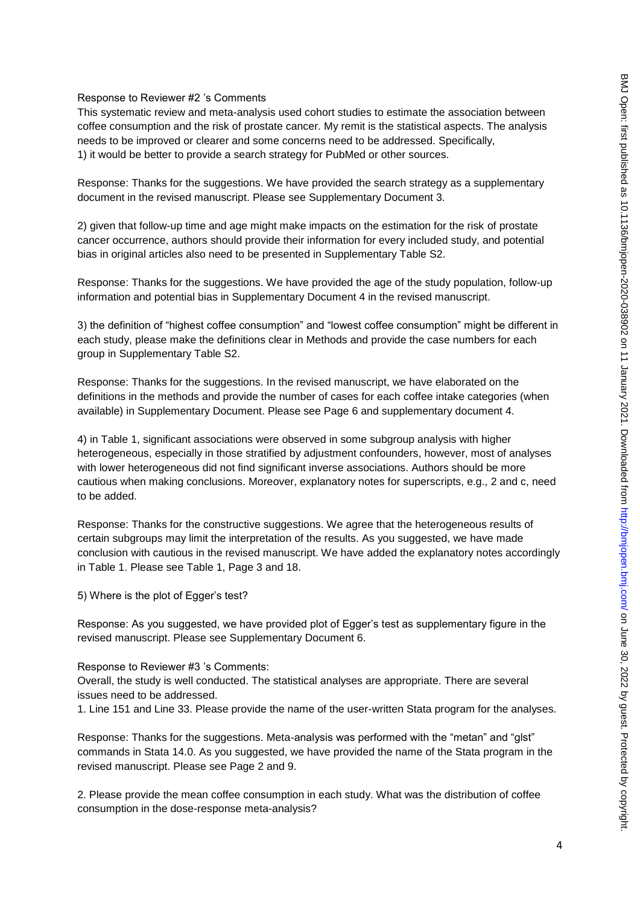Response to Reviewer #2 's Comments

This systematic review and meta-analysis used cohort studies to estimate the association between coffee consumption and the risk of prostate cancer. My remit is the statistical aspects. The analysis needs to be improved or clearer and some concerns need to be addressed. Specifically,

1) it would be better to provide a search strategy for PubMed or other sources.

Response: Thanks for the suggestions. We have provided the search strategy as a supplementary document in the revised manuscript. Please see Supplementary Document 3.

2) given that follow-up time and age might make impacts on the estimation for the risk of prostate cancer occurrence, authors should provide their information for every included study, and potential bias in original articles also need to be presented in Supplementary Table S2.

Response: Thanks for the suggestions. We have provided the age of the study population, follow-up information and potential bias in Supplementary Document 4 in the revised manuscript.

3) the definition of "highest coffee consumption" and "lowest coffee consumption" might be different in each study, please make the definitions clear in Methods and provide the case numbers for each group in Supplementary Table S2.

Response: Thanks for the suggestions. In the revised manuscript, we have elaborated on the definitions in the methods and provide the number of cases for each coffee intake categories (when available) in Supplementary Document. Please see Page 6 and supplementary document 4.

4) in Table 1, significant associations were observed in some subgroup analysis with higher heterogeneous, especially in those stratified by adjustment confounders, however, most of analyses with lower heterogeneous did not find significant inverse associations. Authors should be more cautious when making conclusions. Moreover, explanatory notes for superscripts, e.g., 2 and c, need to be added.

Response: Thanks for the constructive suggestions. We agree that the heterogeneous results of certain subgroups may limit the interpretation of the results. As you suggested, we have made conclusion with cautious in the revised manuscript. We have added the explanatory notes accordingly in Table 1. Please see Table 1, Page 3 and 18.

5) Where is the plot of Egger's test?

Response: As you suggested, we have provided plot of Egger's test as supplementary figure in the revised manuscript. Please see Supplementary Document 6.

Response to Reviewer #3 's Comments:

Overall, the study is well conducted. The statistical analyses are appropriate. There are several issues need to be addressed.

1. Line 151 and Line 33. Please provide the name of the user-written Stata program for the analyses.

Response: Thanks for the suggestions. Meta-analysis was performed with the "metan" and "glst" commands in Stata 14.0. As you suggested, we have provided the name of the Stata program in the revised manuscript. Please see Page 2 and 9.

2. Please provide the mean coffee consumption in each study. What was the distribution of coffee consumption in the dose-response meta-analysis?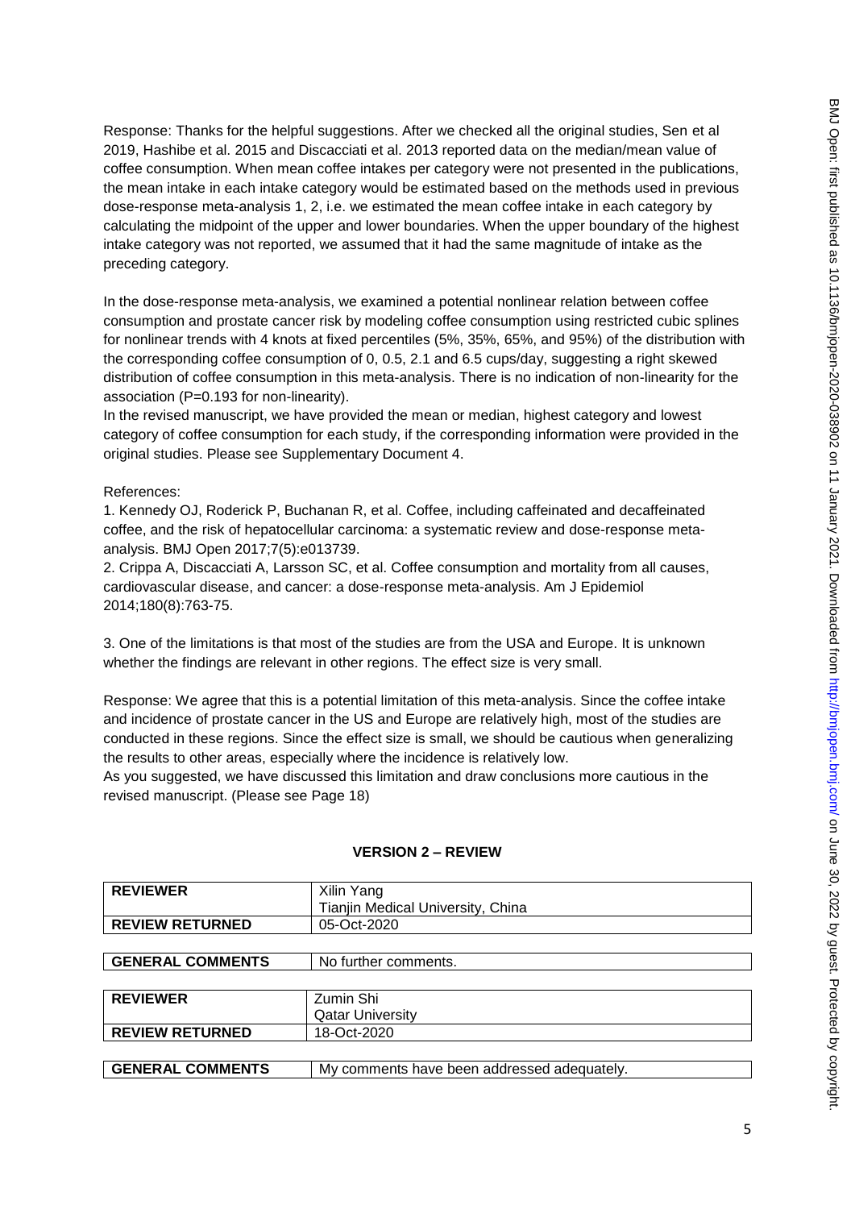Response: Thanks for the helpful suggestions. After we checked all the original studies, Sen et al 2019, Hashibe et al. 2015 and Discacciati et al. 2013 reported data on the median/mean value of coffee consumption. When mean coffee intakes per category were not presented in the publications, the mean intake in each intake category would be estimated based on the methods used in previous dose-response meta-analysis 1, 2, i.e. we estimated the mean coffee intake in each category by calculating the midpoint of the upper and lower boundaries. When the upper boundary of the highest intake category was not reported, we assumed that it had the same magnitude of intake as the preceding category.

In the dose-response meta-analysis, we examined a potential nonlinear relation between coffee consumption and prostate cancer risk by modeling coffee consumption using restricted cubic splines for nonlinear trends with 4 knots at fixed percentiles (5%, 35%, 65%, and 95%) of the distribution with the corresponding coffee consumption of 0, 0.5, 2.1 and 6.5 cups/day, suggesting a right skewed distribution of coffee consumption in this meta-analysis. There is no indication of non-linearity for the association (P=0.193 for non-linearity).

In the revised manuscript, we have provided the mean or median, highest category and lowest category of coffee consumption for each study, if the corresponding information were provided in the original studies. Please see Supplementary Document 4.

References:

1. Kennedy OJ, Roderick P, Buchanan R, et al. Coffee, including caffeinated and decaffeinated coffee, and the risk of hepatocellular carcinoma: a systematic review and dose-response meta-analysis. BMJ Open 2017;7(5):e013739.
2. Crippa A, Discacciati A, Larsson SC, et al. Coffee consumption and mortality from all causes, cardiovascular disease, and cancer: a dose-response meta-analysis. Am J Epidemiol 2014;180(8):763-75.

3. One of the limitations is that most of the studies are from the USA and Europe. It is unknown whether the findings are relevant in other regions. The effect size is very small.

Response: We agree that this is a potential limitation of this meta-analysis. Since the coffee intake and incidence of prostate cancer in the US and Europe are relatively high, most of the studies are conducted in these regions. Since the effect size is small, we should be cautious when generalizing the results to other areas, especially where the incidence is relatively low.

As you suggested, we have discussed this limitation and draw conclusions more cautious in the revised manuscript. (Please see Page 18)

## VERSION 2 – REVIEW

| | |
|---|---|
| **REVIEWER** | Xilin Yang<br>Tianjin Medical University, China |
| **REVIEW RETURNED** | 05-Oct-2020 |

| | |
|---|---|
| **GENERAL COMMENTS** | No further comments. |

| | |
|---|---|
| **REVIEWER** | Zumin Shi<br>Qatar University |
| **REVIEW RETURNED** | 18-Oct-2020 |

| | |
|---|---|
| **GENERAL COMMENTS** | My comments have been addressed adequately. |